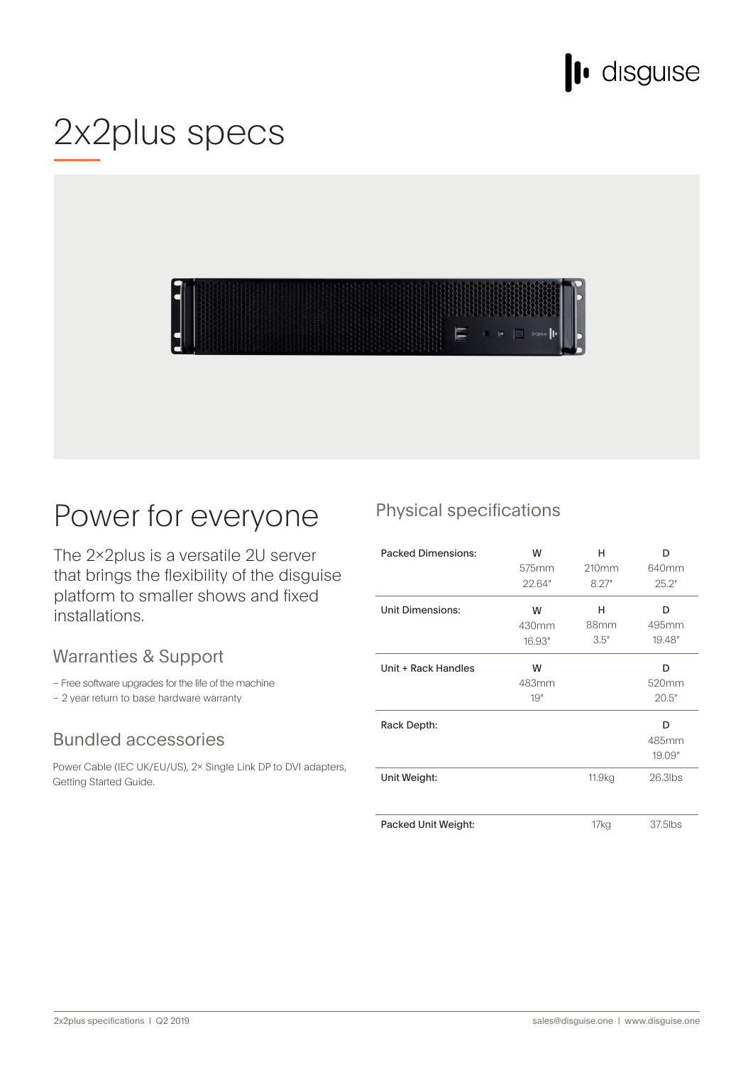# 2x2plus specs

## Power for everyone

The 2×2plus is a versatile 2U server that brings the flexibility of the disguise platform to smaller shows and fixed installations.

### Warranties & Support

- Free software upgrades for the life of the machine
- 2 year return to base hardware warranty

### Bundled accessories

Power Cable (IEC UK/EU/US), 2× Single Link DP to DVI adapters, Getting Started Guide.

## Physical specifications

| | W | H | D |
|---|---|---|---|
| Packed Dimensions: | 575mm<br>22.64" | 210mm<br>8.27" | 640mm<br>25.2" |
| Unit Dimensions: | 430mm<br>16.93" | 88mm<br>3.5" | 495mm<br>19.48" |
| Unit + Rack Handles | 483mm<br>19" | | 520mm<br>20.5" |
| Rack Depth: | | | 485mm<br>19.09" |
| Unit Weight: | | 11.9kg | 26.3lbs |
| Packed Unit Weight: | | 17kg | 37.5lbs |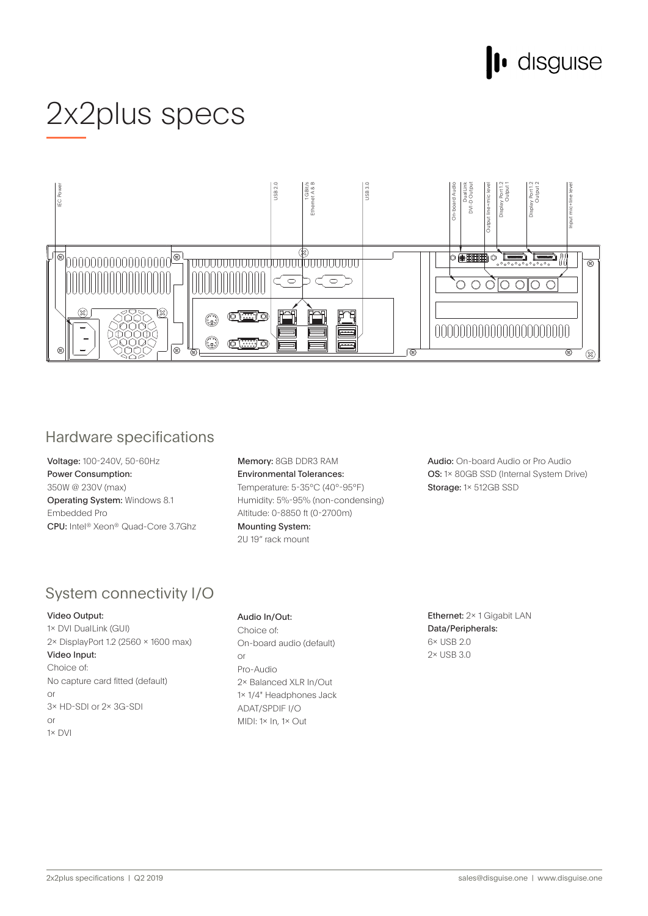# 2x2plus specs

IEC Power

USB 2.0

1 GBit/s Ethernet A & B

USB 3.0

On-board Audio

DualLink DVI-D Output

Output line+mic level

Display Port 1.2 Output 1

Display Port 1.2 Output 2

Input mic+line level

## Hardware specifications

**Voltage:** 100-240V, 50-60Hz
**Power Consumption:**
350W @ 230V (max)
**Operating System:** Windows 8.1 Embedded Pro
**CPU:** Intel® Xeon® Quad-Core 3.7Ghz

**Memory:** 8GB DDR3 RAM
**Environmental Tolerances:**
Temperature: 5-35°C (40°-95°F)
Humidity: 5%-95% (non-condensing)
Altitude: 0-8850 ft (0-2700m)
**Mounting System:**
2U 19" rack mount

**Audio:** On-board Audio or Pro Audio
**OS:** 1× 80GB SSD (Internal System Drive)
**Storage:** 1× 512GB SSD

## System connectivity I/O

**Video Output:**
1× DVI DualLink (GUI)
2× DisplayPort 1.2 (2560 × 1600 max)
**Video Input:**
Choice of:
No capture card fitted (default)
or
3× HD-SDI or 2× 3G-SDI
or
1× DVI

**Audio In/Out:**
Choice of:
On-board audio (default)
or
Pro-Audio
2× Balanced XLR In/Out
1× 1/4" Headphones Jack
ADAT/SPDIF I/O
MIDI: 1× In, 1× Out

**Ethernet:** 2× 1 Gigabit LAN
**Data/Peripherals:**
6× USB 2.0
2× USB 3.0